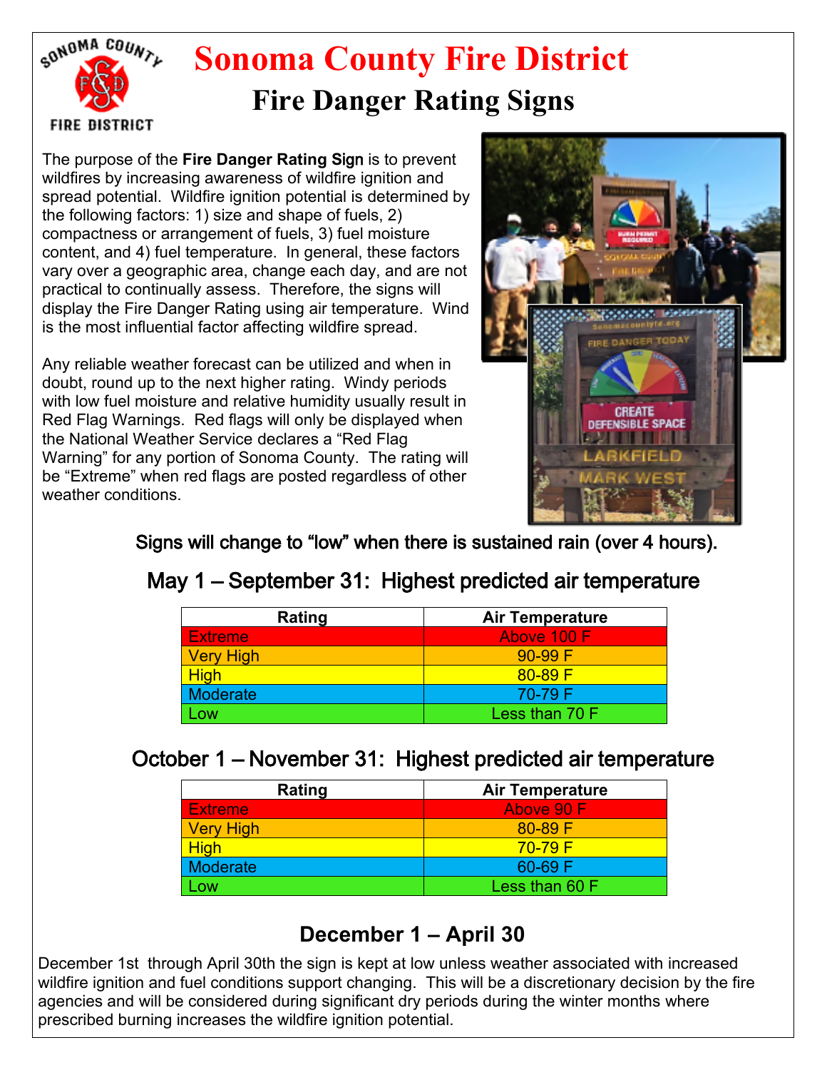# Sonoma County Fire District

## Fire Danger Rating Signs

The purpose of the **Fire Danger Rating Sign** is to prevent wildfires by increasing awareness of wildfire ignition and spread potential. Wildfire ignition potential is determined by the following factors: 1) size and shape of fuels, 2) compactness or arrangement of fuels, 3) fuel moisture content, and 4) fuel temperature. In general, these factors vary over a geographic area, change each day, and are not practical to continually assess. Therefore, the signs will display the Fire Danger Rating using air temperature. Wind is the most influential factor affecting wildfire spread.

Any reliable weather forecast can be utilized and when in doubt, round up to the next higher rating. Windy periods with low fuel moisture and relative humidity usually result in Red Flag Warnings. Red flags will only be displayed when the National Weather Service declares a "Red Flag Warning" for any portion of Sonoma County. The rating will be "Extreme" when red flags are posted regardless of other weather conditions.

### Signs will change to "low" when there is sustained rain (over 4 hours).

### May 1 – September 31: Highest predicted air temperature

| Rating | Air Temperature |
|---|---|
| Extreme | Above 100 F |
| Very High | 90-99 F |
| High | 80-89 F |
| Moderate | 70-79 F |
| Low | Less than 70 F |

### October 1 – November 31: Highest predicted air temperature

| Rating | Air Temperature |
|---|---|
| Extreme | Above 90 F |
| Very High | 80-89 F |
| High | 70-79 F |
| Moderate | 60-69 F |
| Low | Less than 60 F |

### December 1 – April 30

December 1st through April 30th the sign is kept at low unless weather associated with increased wildfire ignition and fuel conditions support changing. This will be a discretionary decision by the fire agencies and will be considered during significant dry periods during the winter months where prescribed burning increases the wildfire ignition potential.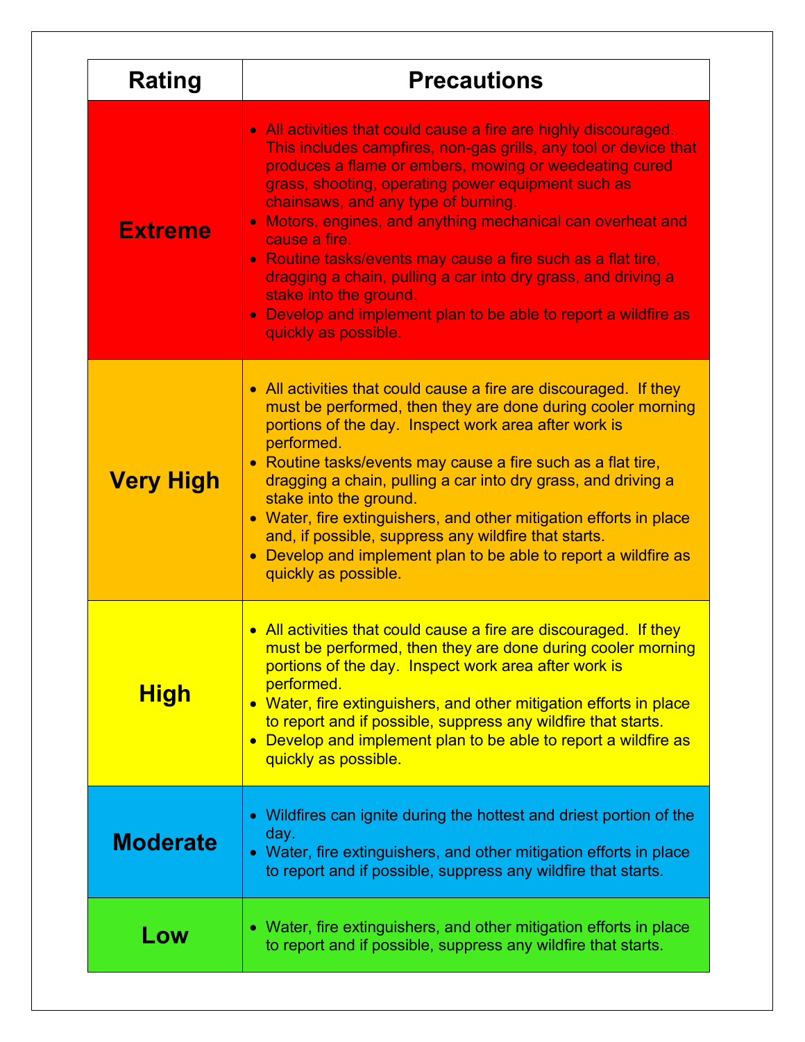| Rating | Precautions |
| --- | --- |
| **Extreme** | • All activities that could cause a fire are highly discouraged. This includes campfires, non-gas grills, any tool or device that produces a flame or embers, mowing or weedeating cured grass, shooting, operating power equipment such as chainsaws, and any type of burning.<br>• Motors, engines, and anything mechanical can overheat and cause a fire.<br>• Routine tasks/events may cause a fire such as a flat tire, dragging a chain, pulling a car into dry grass, and driving a stake into the ground.<br>• Develop and implement plan to be able to report a wildfire as quickly as possible. |
| **Very High** | • All activities that could cause a fire are discouraged. If they must be performed, then they are done during cooler morning portions of the day. Inspect work area after work is performed.<br>• Routine tasks/events may cause a fire such as a flat tire, dragging a chain, pulling a car into dry grass, and driving a stake into the ground.<br>• Water, fire extinguishers, and other mitigation efforts in place and, if possible, suppress any wildfire that starts.<br>• Develop and implement plan to be able to report a wildfire as quickly as possible. |
| **High** | • All activities that could cause a fire are discouraged. If they must be performed, then they are done during cooler morning portions of the day. Inspect work area after work is performed.<br>• Water, fire extinguishers, and other mitigation efforts in place to report and if possible, suppress any wildfire that starts.<br>• Develop and implement plan to be able to report a wildfire as quickly as possible. |
| **Moderate** | • Wildfires can ignite during the hottest and driest portion of the day.<br>• Water, fire extinguishers, and other mitigation efforts in place to report and if possible, suppress any wildfire that starts. |
| **Low** | • Water, fire extinguishers, and other mitigation efforts in place to report and if possible, suppress any wildfire that starts. |